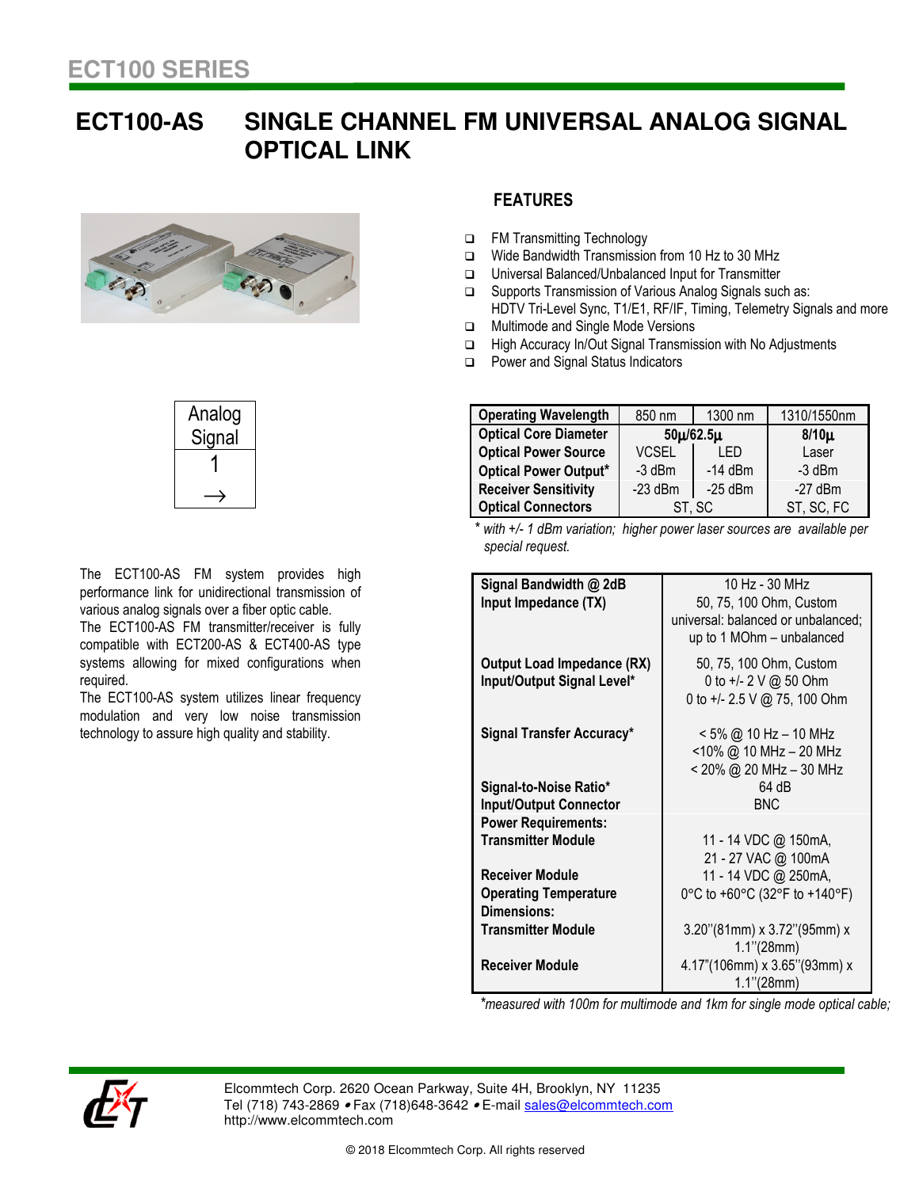# ECT100 SERIES

## ECT100-AS SINGLE CHANNEL FM UNIVERSAL ANALOG SIGNAL OPTICAL LINK

### FEATURES

- FM Transmitting Technology
- Wide Bandwidth Transmission from 10 Hz to 30 MHz
- Universal Balanced/Unbalanced Input for Transmitter
- Supports Transmission of Various Analog Signals such as: HDTV Tri-Level Sync, T1/E1, RF/IF, Timing, Telemetry Signals and more
- Multimode and Single Mode Versions
- High Accuracy In/Out Signal Transmission with No Adjustments
- Power and Signal Status Indicators

| Analog Signal |
|---|
| 1 → |

| Operating Wavelength | 850 nm | 1300 nm | 1310/1550nm |
|---|---|---|---|
| Optical Core Diameter | 50µ/62.5µ | | 8/10µ |
| Optical Power Source | VCSEL | LED | Laser |
| Optical Power Output* | -3 dBm | -14 dBm | -3 dBm |
| Receiver Sensitivity | -23 dBm | -25 dBm | -27 dBm |
| Optical Connectors | ST, SC | | ST, SC, FC |

\* *with +/- 1 dBm variation; higher power laser sources are available per special request.*

The ECT100-AS FM system provides high performance link for unidirectional transmission of various analog signals over a fiber optic cable.

The ECT100-AS FM transmitter/receiver is fully compatible with ECT200-AS & ECT400-AS type systems allowing for mixed configurations when required.

The ECT100-AS system utilizes linear frequency modulation and very low noise transmission technology to assure high quality and stability.

| | |
|---|---|
| **Signal Bandwidth @ 2dB** | 10 Hz - 30 MHz |
| **Input Impedance (TX)** | 50, 75, 100 Ohm, Custom universal: balanced or unbalanced; up to 1 MOhm – unbalanced |
| **Output Load Impedance (RX)** | 50, 75, 100 Ohm, Custom |
| **Input/Output Signal Level*** | 0 to +/- 2 V @ 50 Ohm<br>0 to +/- 2.5 V @ 75, 100 Ohm |
| **Signal Transfer Accuracy*** | < 5% @ 10 Hz – 10 MHz<br><10% @ 10 MHz – 20 MHz<br>< 20% @ 20 MHz – 30 MHz |
| **Signal-to-Noise Ratio*** | 64 dB |
| **Input/Output Connector** | BNC |
| **Power Requirements:** | |
| **Transmitter Module** | 11 - 14 VDC @ 150mA,<br>21 - 27 VAC @ 100mA |
| **Receiver Module** | 11 - 14 VDC @ 250mA, |
| **Operating Temperature** | 0°C to +60°C (32°F to +140°F) |
| **Dimensions:** | |
| **Transmitter Module** | 3.20''(81mm) x 3.72''(95mm) x 1.1''(28mm) |
| **Receiver Module** | 4.17"(106mm) x 3.65''(93mm) x 1.1''(28mm) |

\**measured with 100m for multimode and 1km for single mode optical cable;*

Elcommtech Corp. 2620 Ocean Parkway, Suite 4H, Brooklyn, NY 11235
Tel (718) 743-2869 • Fax (718)648-3642 • E-mail sales@elcommtech.com
http://www.elcommtech.com

© 2018 Elcommtech Corp. All rights reserved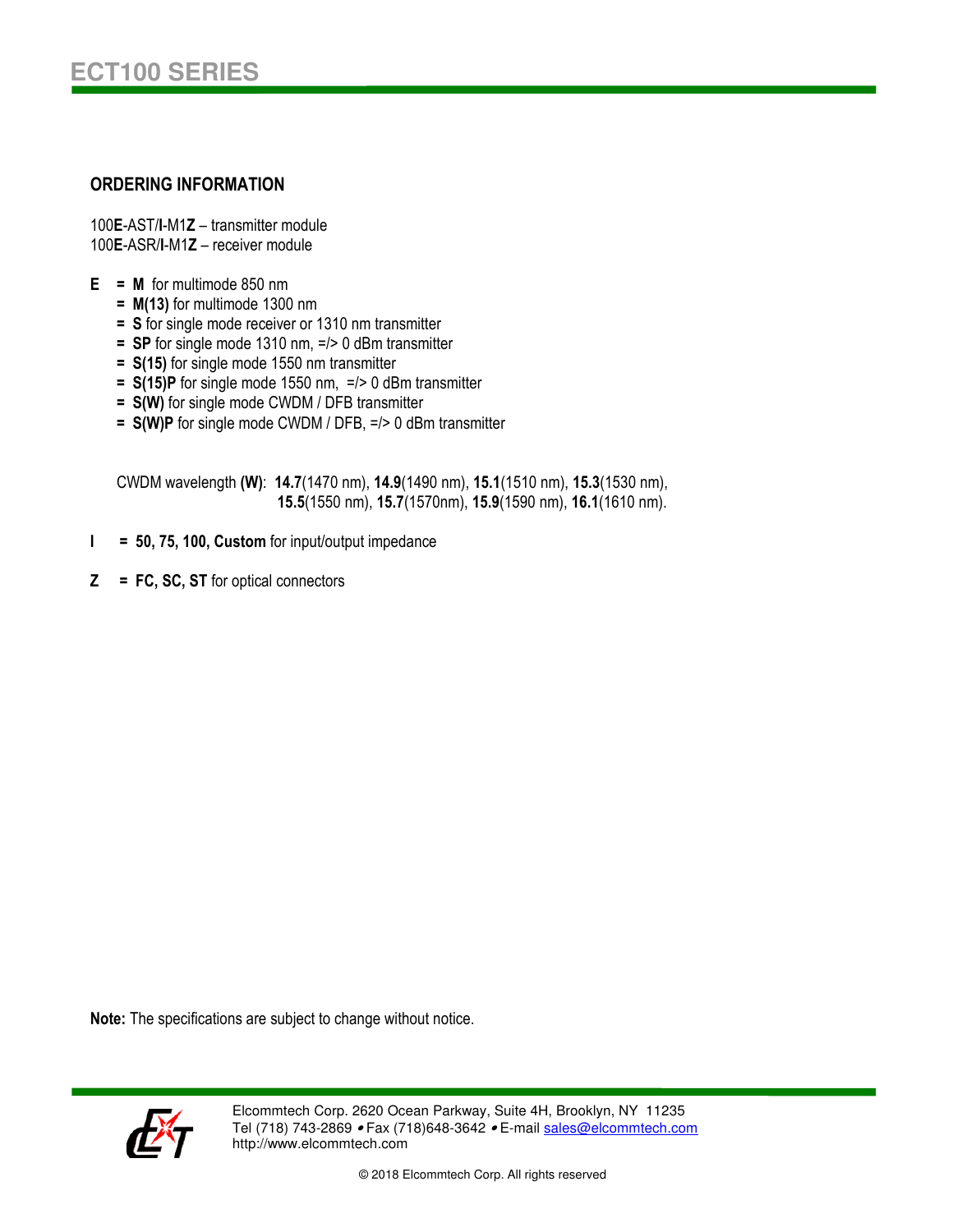## ORDERING INFORMATION

100**E**-AST/**I**-M1**Z** – transmitter module
100**E**-ASR/**I**-M1**Z** – receiver module

**E** = **M** for multimode 850 nm
= **M(13)** for multimode 1300 nm
= **S** for single mode receiver or 1310 nm transmitter
= **SP** for single mode 1310 nm, =/> 0 dBm transmitter
= **S(15)** for single mode 1550 nm transmitter
= **S(15)P** for single mode 1550 nm, =/> 0 dBm transmitter
= **S(W)** for single mode CWDM / DFB transmitter
= **S(W)P** for single mode CWDM / DFB, =/> 0 dBm transmitter

CWDM wavelength **(W)**: **14.7**(1470 nm), **14.9**(1490 nm), **15.1**(1510 nm), **15.3**(1530 nm), **15.5**(1550 nm), **15.7**(1570nm), **15.9**(1590 nm), **16.1**(1610 nm).

**I** = **50, 75, 100, Custom** for input/output impedance

**Z** = **FC**, **SC**, **ST** for optical connectors

**Note:** The specifications are subject to change without notice.

Elcommtech Corp. 2620 Ocean Parkway, Suite 4H, Brooklyn, NY 11235
Tel (718) 743-2869 • Fax (718)648-3642 • E-mail sales@elcommtech.com
http://www.elcommtech.com

© 2018 Elcommtech Corp. All rights reserved